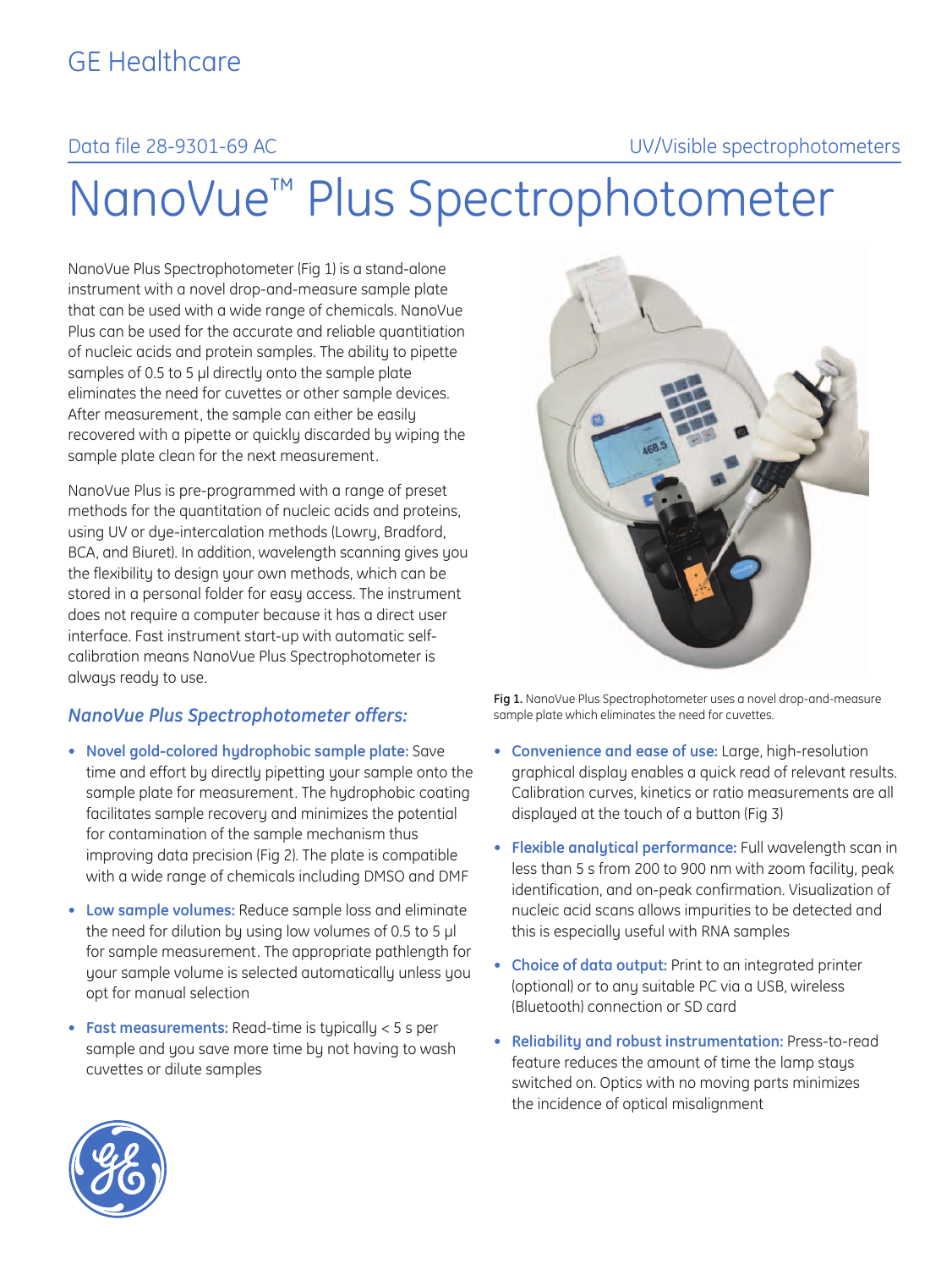GE Healthcare

Data file 28-9301-69 AC

UV/Visible spectrophotometers

# NanoVue™ Plus Spectrophotometer

NanoVue Plus Spectrophotometer (Fig 1) is a stand-alone instrument with a novel drop-and-measure sample plate that can be used with a wide range of chemicals. NanoVue Plus can be used for the accurate and reliable quantitiation of nucleic acids and protein samples. The ability to pipette samples of 0.5 to 5 µl directly onto the sample plate eliminates the need for cuvettes or other sample devices. After measurement, the sample can either be easily recovered with a pipette or quickly discarded by wiping the sample plate clean for the next measurement.

NanoVue Plus is pre-programmed with a range of preset methods for the quantitation of nucleic acids and proteins, using UV or dye-intercalation methods (Lowry, Bradford, BCA, and Biuret). In addition, wavelength scanning gives you the flexibility to design your own methods, which can be stored in a personal folder for easy access. The instrument does not require a computer because it has a direct user interface. Fast instrument start-up with automatic self-calibration means NanoVue Plus Spectrophotometer is always ready to use.

**Fig 1.** NanoVue Plus Spectrophotometer uses a novel drop-and-measure sample plate which eliminates the need for cuvettes.

### *NanoVue Plus Spectrophotometer offers:*

- **Novel gold-colored hydrophobic sample plate:** Save time and effort by directly pipetting your sample onto the sample plate for measurement. The hydrophobic coating facilitates sample recovery and minimizes the potential for contamination of the sample mechanism thus improving data precision (Fig 2). The plate is compatible with a wide range of chemicals including DMSO and DMF
- **Low sample volumes:** Reduce sample loss and eliminate the need for dilution by using low volumes of 0.5 to 5 µl for sample measurement. The appropriate pathlength for your sample volume is selected automatically unless you opt for manual selection
- **Fast measurements:** Read-time is typically < 5 s per sample and you save more time by not having to wash cuvettes or dilute samples
- **Convenience and ease of use:** Large, high-resolution graphical display enables a quick read of relevant results. Calibration curves, kinetics or ratio measurements are all displayed at the touch of a button (Fig 3)
- **Flexible analytical performance:** Full wavelength scan in less than 5 s from 200 to 900 nm with zoom facility, peak identification, and on-peak confirmation. Visualization of nucleic acid scans allows impurities to be detected and this is especially useful with RNA samples
- **Choice of data output:** Print to an integrated printer (optional) or to any suitable PC via a USB, wireless (Bluetooth) connection or SD card
- **Reliability and robust instrumentation:** Press-to-read feature reduces the amount of time the lamp stays switched on. Optics with no moving parts minimizes the incidence of optical misalignment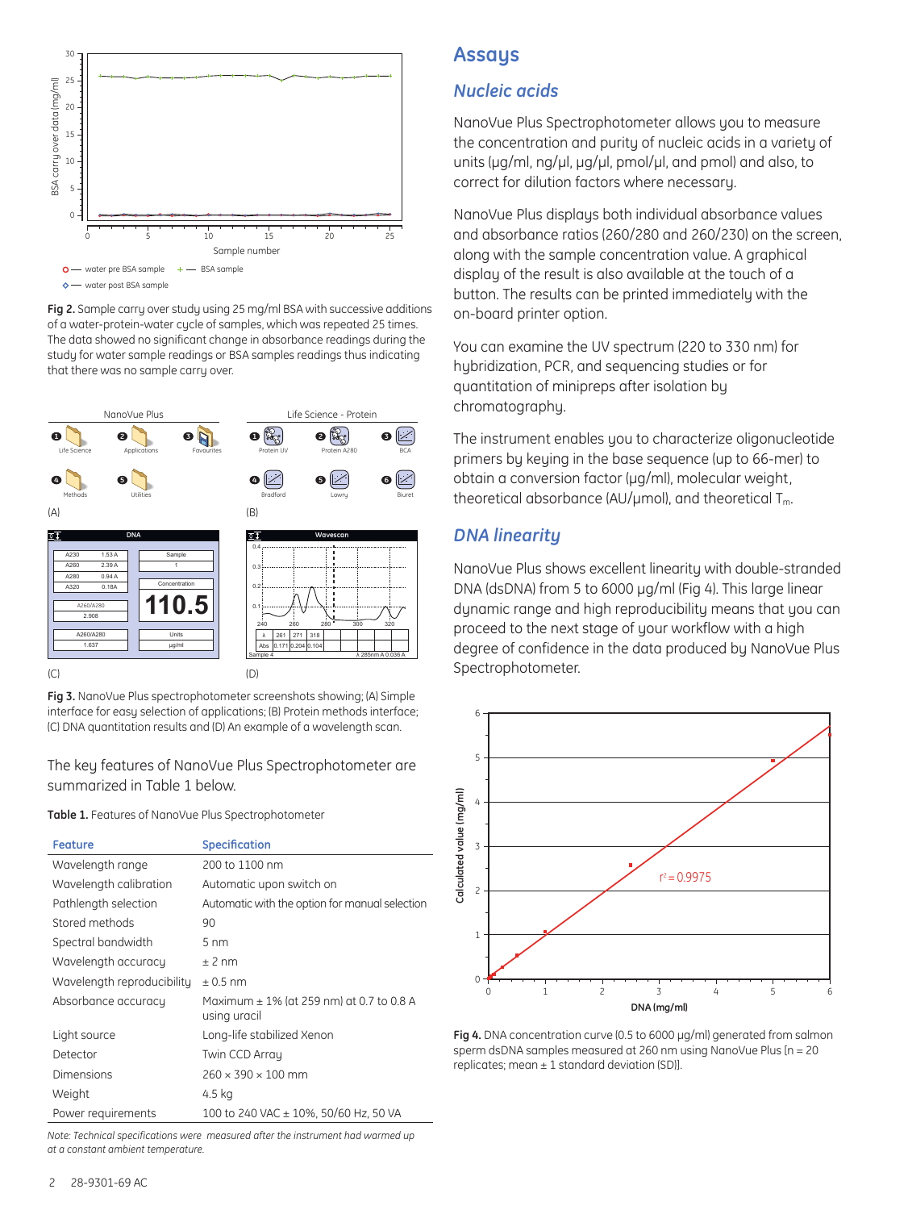Fig 2. Sample carry over study using 25 mg/ml BSA with successive additions of a water-protein-water cycle of samples, which was repeated 25 times. The data showed no significant change in absorbance readings during the study for water sample readings or BSA samples readings thus indicating that there was no sample carry over.

Fig 3. NanoVue Plus spectrophotometer screenshots showing; (A) Simple interface for easy selection of applications; (B) Protein methods interface; (C) DNA quantitation results and (D) An example of a wavelength scan.

The key features of NanoVue Plus Spectrophotometer are summarized in Table 1 below.

**Table 1.** Features of NanoVue Plus Spectrophotometer

| Feature | Specification |
|---|---|
| Wavelength range | 200 to 1100 nm |
| Wavelength calibration | Automatic upon switch on |
| Pathlength selection | Automatic with the option for manual selection |
| Stored methods | 90 |
| Spectral bandwidth | 5 nm |
| Wavelength accuracy | ± 2 nm |
| Wavelength reproducibility | ± 0.5 nm |
| Absorbance accuracy | Maximum ± 1% (at 259 nm) at 0.7 to 0.8 A using uracil |
| Light source | Long-life stabilized Xenon |
| Detector | Twin CCD Array |
| Dimensions | 260 × 390 × 100 mm |
| Weight | 4.5 kg |
| Power requirements | 100 to 240 VAC ± 10%, 50/60 Hz, 50 VA |

*Note: Technical specifications were measured after the instrument had warmed up at a constant ambient temperature.*

# Assays

## Nucleic acids

NanoVue Plus Spectrophotometer allows you to measure the concentration and purity of nucleic acids in a variety of units (µg/ml, ng/µl, µg/µl, pmol/µl, and pmol) and also, to correct for dilution factors where necessary.

NanoVue Plus displays both individual absorbance values and absorbance ratios (260/280 and 260/230) on the screen, along with the sample concentration value. A graphical display of the result is also available at the touch of a button. The results can be printed immediately with the on-board printer option.

You can examine the UV spectrum (220 to 330 nm) for hybridization, PCR, and sequencing studies or for quantitation of minipreps after isolation by chromatography.

The instrument enables you to characterize oligonucleotide primers by keying in the base sequence (up to 66-mer) to obtain a conversion factor (µg/ml), molecular weight, theoretical absorbance (AU/µmol), and theoretical $T_m$.

## DNA linearity

NanoVue Plus shows excellent linearity with double-stranded DNA (dsDNA) from 5 to 6000 µg/ml (Fig 4). This large linear dynamic range and high reproducibility means that you can proceed to the next stage of your workflow with a high degree of confidence in the data produced by NanoVue Plus Spectrophotometer.

Fig 4. DNA concentration curve (0.5 to 6000 µg/ml) generated from salmon sperm dsDNA samples measured at 260 nm using NanoVue Plus [n = 20 replicates; mean ± 1 standard deviation (SD)].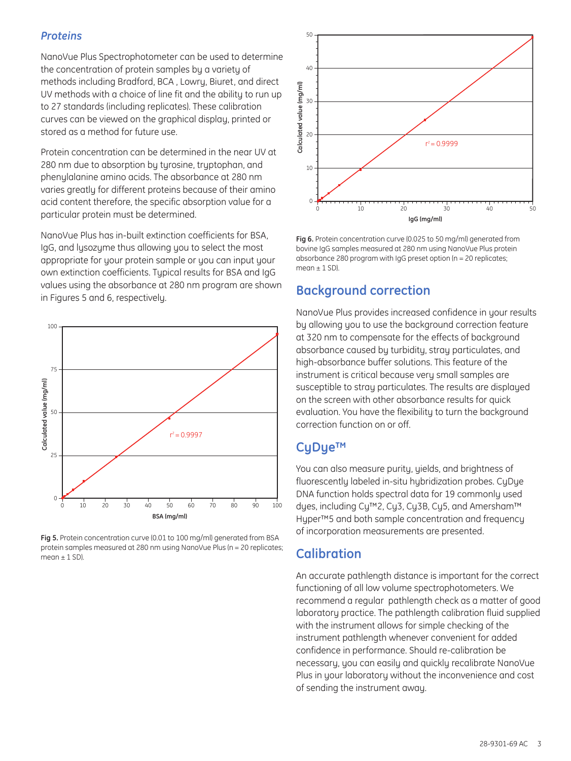### *Proteins*

NanoVue Plus Spectrophotometer can be used to determine the concentration of protein samples by a variety of methods including Bradford, BCA , Lowry, Biuret, and direct UV methods with a choice of line fit and the ability to run up to 27 standards (including replicates). These calibration curves can be viewed on the graphical display, printed or stored as a method for future use.

Protein concentration can be determined in the near UV at 280 nm due to absorption by tyrosine, tryptophan, and phenylalanine amino acids. The absorbance at 280 nm varies greatly for different proteins because of their amino acid content therefore, the specific absorption value for a particular protein must be determined.

NanoVue Plus has in-built extinction coefficients for BSA, IgG, and lysozyme thus allowing you to select the most appropriate for your protein sample or you can input your own extinction coefficients. Typical results for BSA and IgG values using the absorbance at 280 nm program are shown in Figures 5 and 6, respectively.

**Fig 5.** Protein concentration curve (0.01 to 100 mg/ml) generated from BSA protein samples measured at 280 nm using NanoVue Plus (n = 20 replicates; mean ± 1 SD).

**Fig 6.** Protein concentration curve (0.025 to 50 mg/ml) generated from bovine IgG samples measured at 280 nm using NanoVue Plus protein absorbance 280 program with IgG preset option (n = 20 replicates; mean ± 1 SD).

## Background correction

NanoVue Plus provides increased confidence in your results by allowing you to use the background correction feature at 320 nm to compensate for the effects of background absorbance caused by turbidity, stray particulates, and high-absorbance buffer solutions. This feature of the instrument is critical because very small samples are susceptible to stray particulates. The results are displayed on the screen with other absorbance results for quick evaluation. You have the flexibility to turn the background correction function on or off.

## CyDye™

You can also measure purity, yields, and brightness of fluorescently labeled in-situ hybridization probes. CyDye DNA function holds spectral data for 19 commonly used dyes, including Cy™2, Cy3, Cy3B, Cy5, and Amersham™ Hyper™5 and both sample concentration and frequency of incorporation measurements are presented.

## Calibration

An accurate pathlength distance is important for the correct functioning of all low volume spectrophotometers. We recommend a regular pathlength check as a matter of good laboratory practice. The pathlength calibration fluid supplied with the instrument allows for simple checking of the instrument pathlength whenever convenient for added confidence in performance. Should re-calibration be necessary, you can easily and quickly recalibrate NanoVue Plus in your laboratory without the inconvenience and cost of sending the instrument away.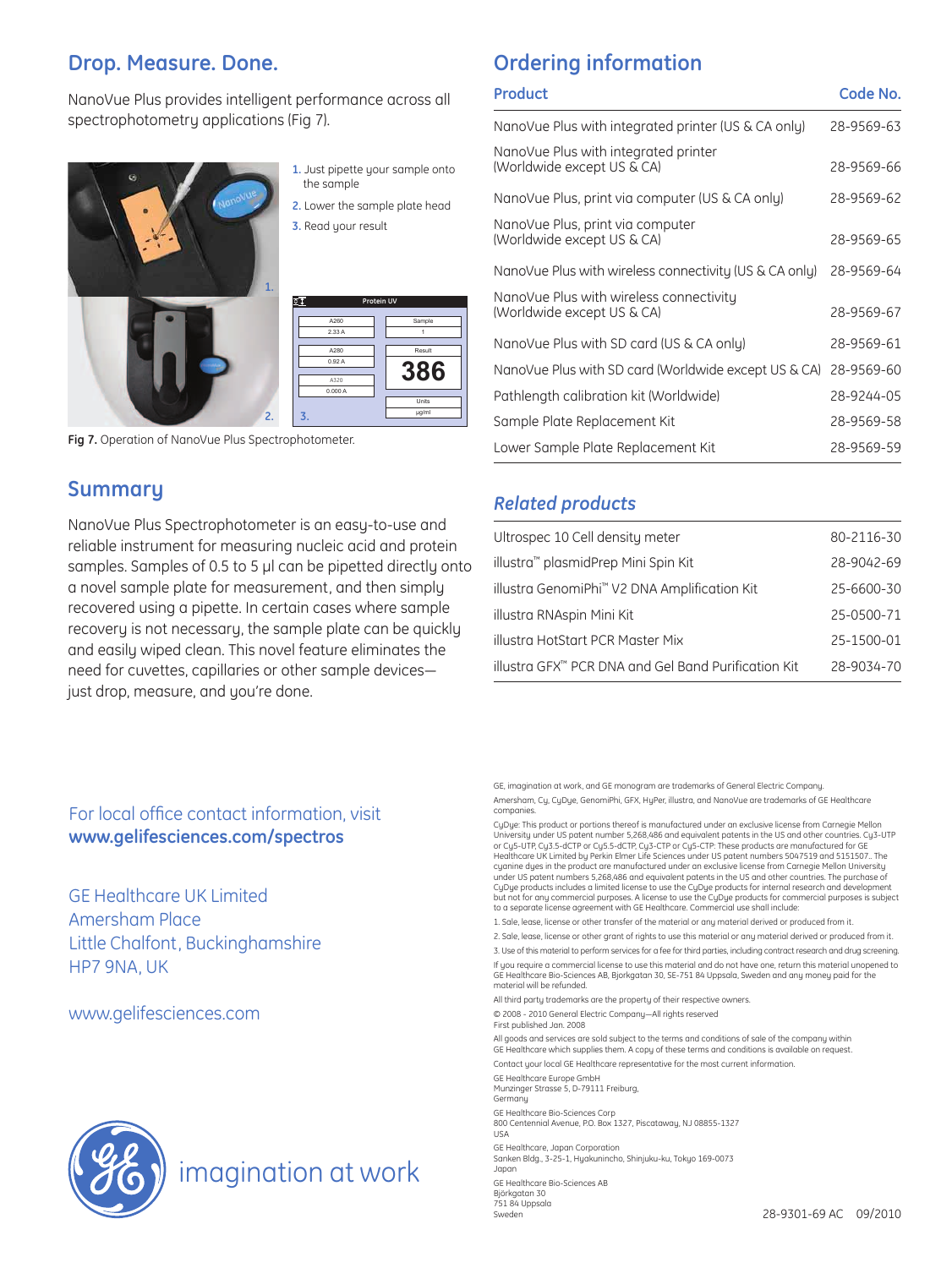## Drop. Measure. Done.

NanoVue Plus provides intelligent performance across all spectrophotometry applications (Fig 7).

1. Just pipette your sample onto the sample
2. Lower the sample plate head
3. Read your result

Protein UV

A260
2.33 A

A280
0.92 A

A320
0.000 A

Sample
1

Result
386

Units
µg/ml

**Fig 7.** Operation of NanoVue Plus Spectrophotometer.

## Summary

NanoVue Plus Spectrophotometer is an easy-to-use and reliable instrument for measuring nucleic acid and protein samples. Samples of 0.5 to 5 µl can be pipetted directly onto a novel sample plate for measurement, and then simply recovered using a pipette. In certain cases where sample recovery is not necessary, the sample plate can be quickly and easily wiped clean. This novel feature eliminates the need for cuvettes, capillaries or other sample devices—just drop, measure, and you're done.

## Ordering information

| Product | Code No. |
|---|---|
| NanoVue Plus with integrated printer (US & CA only) | 28-9569-63 |
| NanoVue Plus with integrated printer (Worldwide except US & CA) | 28-9569-66 |
| NanoVue Plus, print via computer (US & CA only) | 28-9569-62 |
| NanoVue Plus, print via computer (Worldwide except US & CA) | 28-9569-65 |
| NanoVue Plus with wireless connectivity (US & CA only) | 28-9569-64 |
| NanoVue Plus with wireless connectivity (Worldwide except US & CA) | 28-9569-67 |
| NanoVue Plus with SD card (US & CA only) | 28-9569-61 |
| NanoVue Plus with SD card (Worldwide except US & CA) | 28-9569-60 |
| Pathlength calibration kit (Worldwide) | 28-9244-05 |
| Sample Plate Replacement Kit | 28-9569-58 |
| Lower Sample Plate Replacement Kit | 28-9569-59 |

### *Related products*

| | |
|---|---|
| Ultrospec 10 Cell density meter | 80-2116-30 |
| illustra™ plasmidPrep Mini Spin Kit | 28-9042-69 |
| illustra GenomiPhi™ V2 DNA Amplification Kit | 25-6600-30 |
| illustra RNAspin Mini Kit | 25-0500-71 |
| illustra HotStart PCR Master Mix | 25-1500-01 |
| illustra GFX™ PCR DNA and Gel Band Purification Kit | 28-9034-70 |

For local office contact information, visit
**www.gelifesciences.com/spectros**

GE Healthcare UK Limited
Amersham Place
Little Chalfont, Buckinghamshire
HP7 9NA, UK

www.gelifesciences.com

imagination at work

GE, imagination at work, and GE monogram are trademarks of General Electric Company.

Amersham, Cy, CyDye, GenomiPhi, GFX, HyPer, illustra, and NanoVue are trademarks of GE Healthcare companies.

CyDye: This product or portions thereof is manufactured under an exclusive license from Carnegie Mellon University under US patent number 5,268,486 and equivalent patents in the US and other countries. Cy3-UTP or Cy5-UTP, Cy3.5-dCTP or Cy5.5-dCTP, Cy3-CTP or Cy5-CTP: These products are manufactured for GE Healthcare UK Limited by Perkin Elmer Life Sciences under US patent numbers 5047519 and 5151507.. The cyanine dyes in the product are manufactured under an exclusive license from Carnegie Mellon University under US patent numbers 5,268,486 and equivalent patents in the US and other countries. The purchase of CyDye products includes a limited license to use the CyDye products for internal research and development but not for any commercial purposes. A license to use the CyDye products for commercial purposes is subject to a separate license agreement with GE Healthcare. Commercial use shall include:

1. Sale, lease, license or other transfer of the material or any material derived or produced from it.
2. Sale, lease, license or other grant of rights to use this material or any material derived or produced from it.
3. Use of this material to perform services for a fee for third parties, including contract research and drug screening.

If you require a commercial license to use this material and do not have one, return this material unopened to GE Healthcare Bio-Sciences AB, Bjorkgatan 30, SE-751 84 Uppsala, Sweden and any money paid for the material will be refunded.

All third party trademarks are the property of their respective owners.

© 2008 - 2010 General Electric Company—All rights reserved
First published Jan. 2008

All goods and services are sold subject to the terms and conditions of sale of the company within GE Healthcare which supplies them. A copy of these terms and conditions is available on request.
Contact your local GE Healthcare representative for the most current information.

GE Healthcare Europe GmbH
Munzinger Strasse 5, D-79111 Freiburg,
Germany

GE Healthcare Bio-Sciences Corp
800 Centennial Avenue, P.O. Box 1327, Piscataway, NJ 08855-1327
USA

GE Healthcare, Japan Corporation
Sanken Bldg., 3-25-1, Hyakunincho, Shinjuku-ku, Tokyo 169-0073
Japan

GE Healthcare Bio-Sciences AB
Björkgatan 30
751 84 Uppsala
Sweden

28-9301-69 AC 09/2010